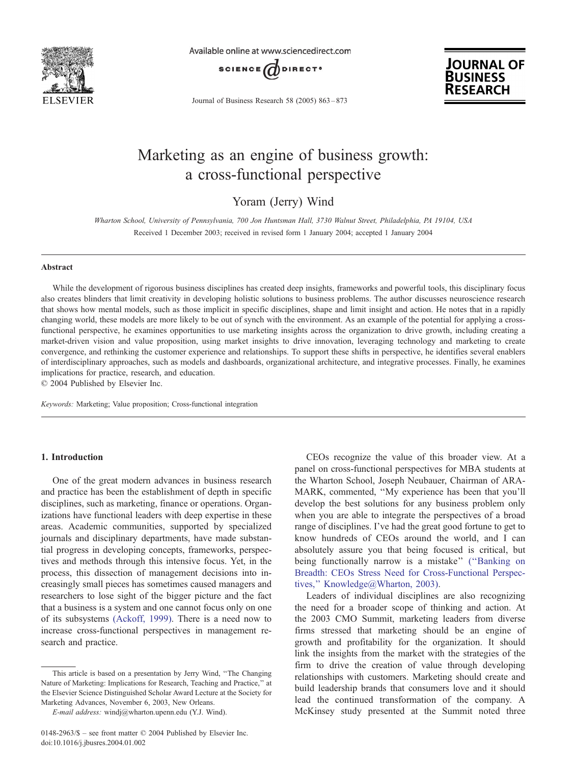# Marketing as an engine of business growth: a cross-functional perspective

Yoram (Jerry) Wind

*Wharton School, University of Pennsylvania, 700 Jon Huntsman Hall, 3730 Walnut Street, Philadelphia, PA 19104, USA*

Received 1 December 2003; received in revised form 1 January 2004; accepted 1 January 2004

## Abstract

While the development of rigorous business disciplines has created deep insights, frameworks and powerful tools, this disciplinary focus also creates blinders that limit creativity in developing holistic solutions to business problems. The author discusses neuroscience research that shows how mental models, such as those implicit in specific disciplines, shape and limit insight and action. He notes that in a rapidly changing world, these models are more likely to be out of synch with the environment. As an example of the potential for applying a cross-functional perspective, he examines opportunities to use marketing insights across the organization to drive growth, including creating a market-driven vision and value proposition, using market insights to drive innovation, leveraging technology and marketing to create convergence, and rethinking the customer experience and relationships. To support these shifts in perspective, he identifies several enablers of interdisciplinary approaches, such as models and dashboards, organizational architecture, and integrative processes. Finally, he examines implications for practice, research, and education.

© 2004 Published by Elsevier Inc.

*Keywords:* Marketing; Value proposition; Cross-functional integration

## 1. Introduction

One of the great modern advances in business research and practice has been the establishment of depth in specific disciplines, such as marketing, finance or operations. Organizations have functional leaders with deep expertise in these areas. Academic communities, supported by specialized journals and disciplinary departments, have made substantial progress in developing concepts, frameworks, perspectives and methods through this intensive focus. Yet, in the process, this dissection of management decisions into increasingly small pieces has sometimes caused managers and researchers to lose sight of the bigger picture and the fact that a business is a system and one cannot focus only on one of its subsystems (Ackoff, 1999). There is a need now to increase cross-functional perspectives in management research and practice.

CEOs recognize the value of this broader view. At a panel on cross-functional perspectives for MBA students at the Wharton School, Joseph Neubauer, Chairman of ARAMARK, commented, "My experience has been that you'll develop the best solutions for any business problem only when you are able to integrate the perspectives of a broad range of disciplines. I've had the great good fortune to get to know hundreds of CEOs around the world, and I can absolutely assure you that being focused is critical, but being functionally narrow is a mistake" ("Banking on Breadth: CEOs Stress Need for Cross-Functional Perspectives," Knowledge@Wharton, 2003).

Leaders of individual disciplines are also recognizing the need for a broader scope of thinking and action. At the 2003 CMO Summit, marketing leaders from diverse firms stressed that marketing should be an engine of growth and profitability for the organization. It should link the insights from the market with the strategies of the firm to drive the creation of value through developing relationships with customers. Marketing should create and build leadership brands that consumers love and it should lead the continued transformation of the company. A McKinsey study presented at the Summit noted three

---

This article is based on a presentation by Jerry Wind, "The Changing Nature of Marketing: Implications for Research, Teaching and Practice," at the Elsevier Science Distinguished Scholar Award Lecture at the Society for Marketing Advances, November 6, 2003, New Orleans.

*E-mail address:* windj@wharton.upenn.edu (Y.J. Wind).

0148-2963/$ – see front matter © 2004 Published by Elsevier Inc.
doi:10.1016/j.jbusres.2004.01.002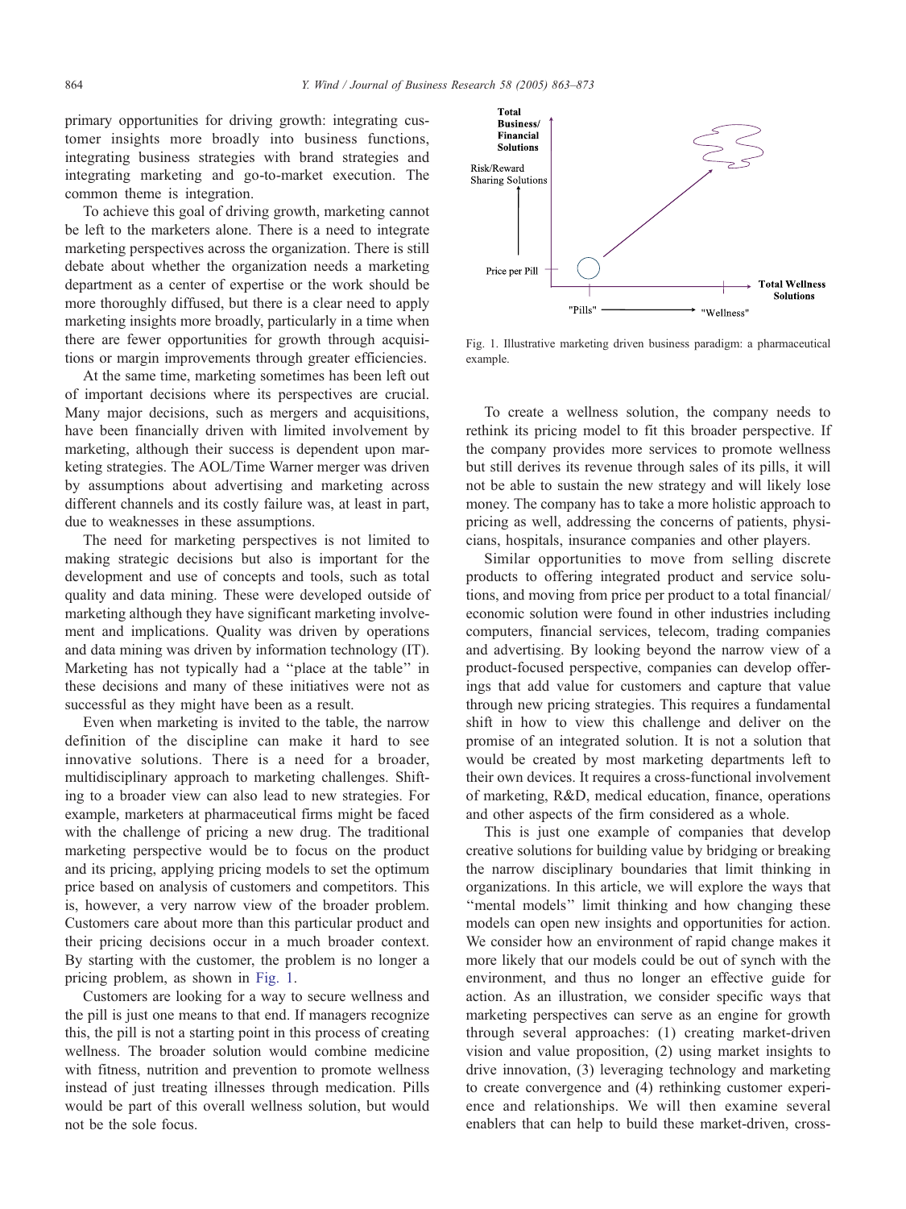primary opportunities for driving growth: integrating customer insights more broadly into business functions, integrating business strategies with brand strategies and integrating marketing and go-to-market execution. The common theme is integration.

To achieve this goal of driving growth, marketing cannot be left to the marketers alone. There is a need to integrate marketing perspectives across the organization. There is still debate about whether the organization needs a marketing department as a center of expertise or the work should be more thoroughly diffused, but there is a clear need to apply marketing insights more broadly, particularly in a time when there are fewer opportunities for growth through acquisitions or margin improvements through greater efficiencies.

At the same time, marketing sometimes has been left out of important decisions where its perspectives are crucial. Many major decisions, such as mergers and acquisitions, have been financially driven with limited involvement by marketing, although their success is dependent upon marketing strategies. The AOL/Time Warner merger was driven by assumptions about advertising and marketing across different channels and its costly failure was, at least in part, due to weaknesses in these assumptions.

The need for marketing perspectives is not limited to making strategic decisions but also is important for the development and use of concepts and tools, such as total quality and data mining. These were developed outside of marketing although they have significant marketing involvement and implications. Quality was driven by operations and data mining was driven by information technology (IT). Marketing has not typically had a "place at the table" in these decisions and many of these initiatives were not as successful as they might have been as a result.

Even when marketing is invited to the table, the narrow definition of the discipline can make it hard to see innovative solutions. There is a need for a broader, multidisciplinary approach to marketing challenges. Shifting to a broader view can also lead to new strategies. For example, marketers at pharmaceutical firms might be faced with the challenge of pricing a new drug. The traditional marketing perspective would be to focus on the product and its pricing, applying pricing models to set the optimum price based on analysis of customers and competitors. This is, however, a very narrow view of the broader problem. Customers care about more than this particular product and their pricing decisions occur in a much broader context. By starting with the customer, the problem is no longer a pricing problem, as shown in Fig. 1.

Customers are looking for a way to secure wellness and the pill is just one means to that end. If managers recognize this, the pill is not a starting point in this process of creating wellness. The broader solution would combine medicine with fitness, nutrition and prevention to promote wellness instead of just treating illnesses through medication. Pills would be part of this overall wellness solution, but would not be the sole focus.

Total Business/ Financial Solutions

Risk/Reward Sharing Solutions

Price per Pill

Total Wellness Solutions

"Pills"

"Wellness"

Fig. 1. Illustrative marketing driven business paradigm: a pharmaceutical example.

To create a wellness solution, the company needs to rethink its pricing model to fit this broader perspective. If the company provides more services to promote wellness but still derives its revenue through sales of its pills, it will not be able to sustain the new strategy and will likely lose money. The company has to take a more holistic approach to pricing as well, addressing the concerns of patients, physicians, hospitals, insurance companies and other players.

Similar opportunities to move from selling discrete products to offering integrated product and service solutions, and moving from price per product to a total financial/economic solution were found in other industries including computers, financial services, telecom, trading companies and advertising. By looking beyond the narrow view of a product-focused perspective, companies can develop offerings that add value for customers and capture that value through new pricing strategies. This requires a fundamental shift in how to view this challenge and deliver on the promise of an integrated solution. It is not a solution that would be created by most marketing departments left to their own devices. It requires a cross-functional involvement of marketing, R&D, medical education, finance, operations and other aspects of the firm considered as a whole.

This is just one example of companies that develop creative solutions for building value by bridging or breaking the narrow disciplinary boundaries that limit thinking in organizations. In this article, we will explore the ways that "mental models" limit thinking and how changing these models can open new insights and opportunities for action. We consider how an environment of rapid change makes it more likely that our models could be out of synch with the environment, and thus no longer an effective guide for action. As an illustration, we consider specific ways that marketing perspectives can serve as an engine for growth through several approaches: (1) creating market-driven vision and value proposition, (2) using market insights to drive innovation, (3) leveraging technology and marketing to create convergence and (4) rethinking customer experience and relationships. We will then examine several enablers that can help to build these market-driven, cross-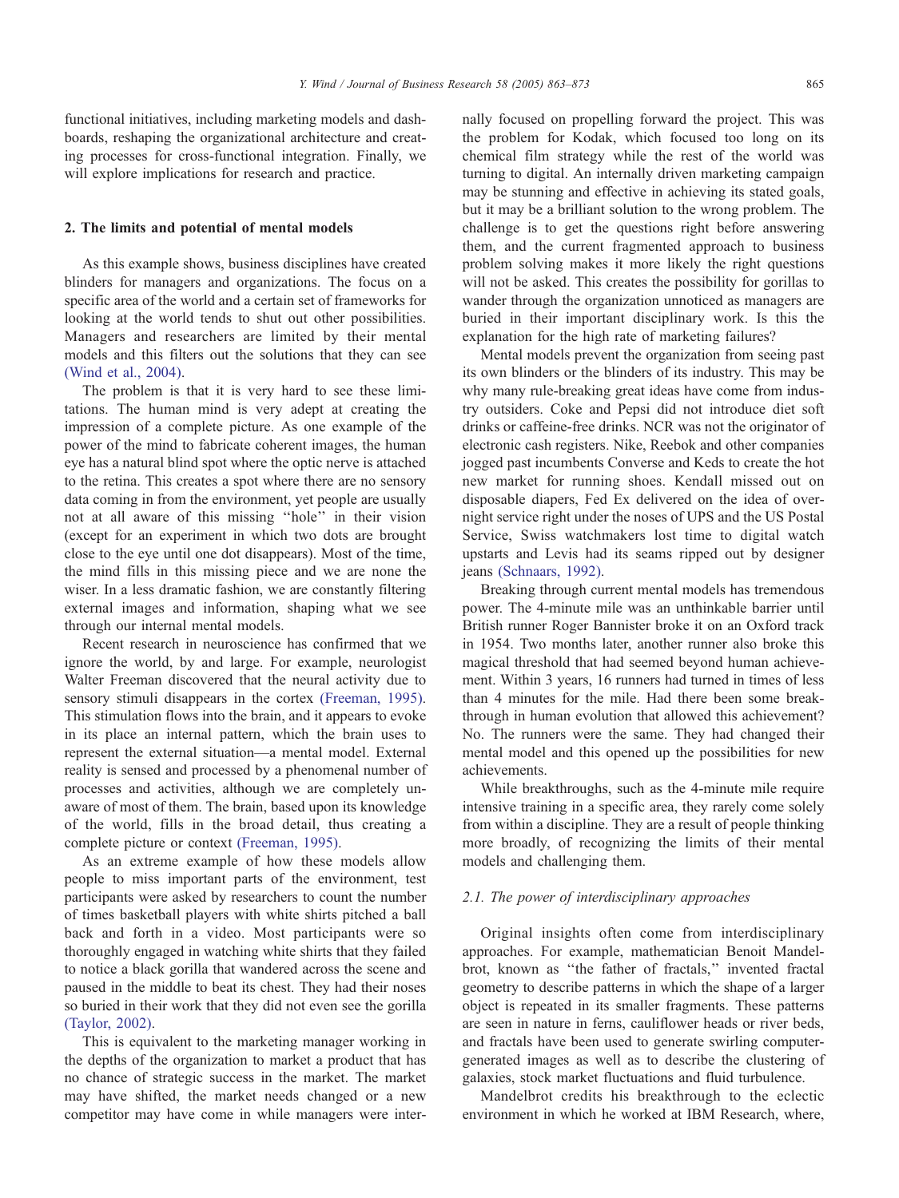functional initiatives, including marketing models and dashboards, reshaping the organizational architecture and creating processes for cross-functional integration. Finally, we will explore implications for research and practice.

## 2. The limits and potential of mental models

As this example shows, business disciplines have created blinders for managers and organizations. The focus on a specific area of the world and a certain set of frameworks for looking at the world tends to shut out other possibilities. Managers and researchers are limited by their mental models and this filters out the solutions that they can see (Wind et al., 2004).

The problem is that it is very hard to see these limitations. The human mind is very adept at creating the impression of a complete picture. As one example of the power of the mind to fabricate coherent images, the human eye has a natural blind spot where the optic nerve is attached to the retina. This creates a spot where there are no sensory data coming in from the environment, yet people are usually not at all aware of this missing ''hole'' in their vision (except for an experiment in which two dots are brought close to the eye until one dot disappears). Most of the time, the mind fills in this missing piece and we are none the wiser. In a less dramatic fashion, we are constantly filtering external images and information, shaping what we see through our internal mental models.

Recent research in neuroscience has confirmed that we ignore the world, by and large. For example, neurologist Walter Freeman discovered that the neural activity due to sensory stimuli disappears in the cortex (Freeman, 1995). This stimulation flows into the brain, and it appears to evoke in its place an internal pattern, which the brain uses to represent the external situation—a mental model. External reality is sensed and processed by a phenomenal number of processes and activities, although we are completely unaware of most of them. The brain, based upon its knowledge of the world, fills in the broad detail, thus creating a complete picture or context (Freeman, 1995).

As an extreme example of how these models allow people to miss important parts of the environment, test participants were asked by researchers to count the number of times basketball players with white shirts pitched a ball back and forth in a video. Most participants were so thoroughly engaged in watching white shirts that they failed to notice a black gorilla that wandered across the scene and paused in the middle to beat its chest. They had their noses so buried in their work that they did not even see the gorilla (Taylor, 2002).

This is equivalent to the marketing manager working in the depths of the organization to market a product that has no chance of strategic success in the market. The market may have shifted, the market needs changed or a new competitor may have come in while managers were internally focused on propelling forward the project. This was the problem for Kodak, which focused too long on its chemical film strategy while the rest of the world was turning to digital. An internally driven marketing campaign may be stunning and effective in achieving its stated goals, but it may be a brilliant solution to the wrong problem. The challenge is to get the questions right before answering them, and the current fragmented approach to business problem solving makes it more likely the right questions will not be asked. This creates the possibility for gorillas to wander through the organization unnoticed as managers are buried in their important disciplinary work. Is this the explanation for the high rate of marketing failures?

Mental models prevent the organization from seeing past its own blinders or the blinders of its industry. This may be why many rule-breaking great ideas have come from industry outsiders. Coke and Pepsi did not introduce diet soft drinks or caffeine-free drinks. NCR was not the originator of electronic cash registers. Nike, Reebok and other companies jogged past incumbents Converse and Keds to create the hot new market for running shoes. Kendall missed out on disposable diapers, Fed Ex delivered on the idea of overnight service right under the noses of UPS and the US Postal Service, Swiss watchmakers lost time to digital watch upstarts and Levis had its seams ripped out by designer jeans (Schnaars, 1992).

Breaking through current mental models has tremendous power. The 4-minute mile was an unthinkable barrier until British runner Roger Bannister broke it on an Oxford track in 1954. Two months later, another runner also broke this magical threshold that had seemed beyond human achievement. Within 3 years, 16 runners had turned in times of less than 4 minutes for the mile. Had there been some breakthrough in human evolution that allowed this achievement? No. The runners were the same. They had changed their mental model and this opened up the possibilities for new achievements.

While breakthroughs, such as the 4-minute mile require intensive training in a specific area, they rarely come solely from within a discipline. They are a result of people thinking more broadly, of recognizing the limits of their mental models and challenging them.

### *2.1. The power of interdisciplinary approaches*

Original insights often come from interdisciplinary approaches. For example, mathematician Benoit Mandelbrot, known as ''the father of fractals,'' invented fractal geometry to describe patterns in which the shape of a larger object is repeated in its smaller fragments. These patterns are seen in nature in ferns, cauliflower heads or river beds, and fractals have been used to generate swirling computer-generated images as well as to describe the clustering of galaxies, stock market fluctuations and fluid turbulence.

Mandelbrot credits his breakthrough to the eclectic environment in which he worked at IBM Research, where,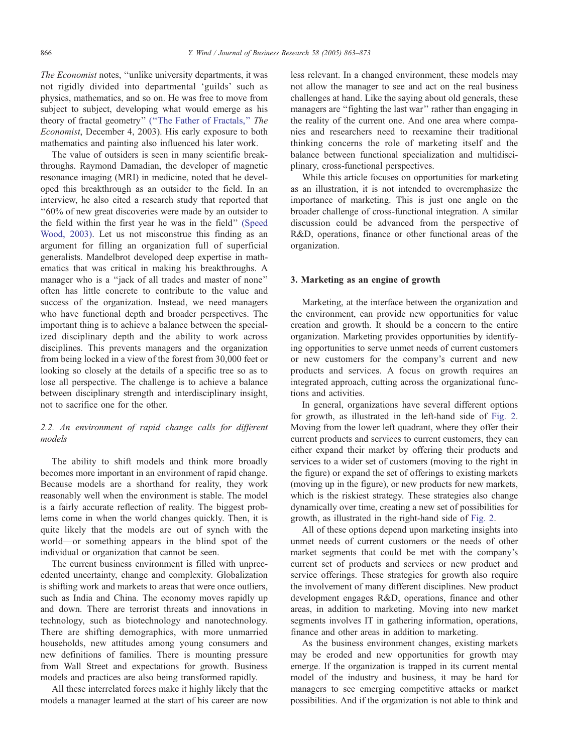*The Economist* notes, ''unlike university departments, it was not rigidly divided into departmental 'guilds' such as physics, mathematics, and so on. He was free to move from subject to subject, developing what would emerge as his theory of fractal geometry'' (''The Father of Fractals,'' *The Economist*, December 4, 2003). His early exposure to both mathematics and painting also influenced his later work.

The value of outsiders is seen in many scientific breakthroughs. Raymond Damadian, the developer of magnetic resonance imaging (MRI) in medicine, noted that he developed this breakthrough as an outsider to the field. In an interview, he also cited a research study that reported that ''60% of new great discoveries were made by an outsider to the field within the first year he was in the field'' (Speed Wood, 2003). Let us not misconstrue this finding as an argument for filling an organization full of superficial generalists. Mandelbrot developed deep expertise in mathematics that was critical in making his breakthroughs. A manager who is a ''jack of all trades and master of none'' often has little concrete to contribute to the value and success of the organization. Instead, we need managers who have functional depth and broader perspectives. The important thing is to achieve a balance between the specialized disciplinary depth and the ability to work across disciplines. This prevents managers and the organization from being locked in a view of the forest from 30,000 feet or looking so closely at the details of a specific tree so as to lose all perspective. The challenge is to achieve a balance between disciplinary strength and interdisciplinary insight, not to sacrifice one for the other.

### 2.2. An environment of rapid change calls for different models

The ability to shift models and think more broadly becomes more important in an environment of rapid change. Because models are a shorthand for reality, they work reasonably well when the environment is stable. The model is a fairly accurate reflection of reality. The biggest problems come in when the world changes quickly. Then, it is quite likely that the models are out of synch with the world—or something appears in the blind spot of the individual or organization that cannot be seen.

The current business environment is filled with unprecedented uncertainty, change and complexity. Globalization is shifting work and markets to areas that were once outliers, such as India and China. The economy moves rapidly up and down. There are terrorist threats and innovations in technology, such as biotechnology and nanotechnology. There are shifting demographics, with more unmarried households, new attitudes among young consumers and new definitions of families. There is mounting pressure from Wall Street and expectations for growth. Business models and practices are also being transformed rapidly.

All these interrelated forces make it highly likely that the models a manager learned at the start of his career are now less relevant. In a changed environment, these models may not allow the manager to see and act on the real business challenges at hand. Like the saying about old generals, these managers are ''fighting the last war'' rather than engaging in the reality of the current one. And one area where companies and researchers need to reexamine their traditional thinking concerns the role of marketing itself and the balance between functional specialization and multidisciplinary, cross-functional perspectives.

While this article focuses on opportunities for marketing as an illustration, it is not intended to overemphasize the importance of marketing. This is just one angle on the broader challenge of cross-functional integration. A similar discussion could be advanced from the perspective of R&D, operations, finance or other functional areas of the organization.

## 3. Marketing as an engine of growth

Marketing, at the interface between the organization and the environment, can provide new opportunities for value creation and growth. It should be a concern to the entire organization. Marketing provides opportunities by identifying opportunities to serve unmet needs of current customers or new customers for the company's current and new products and services. A focus on growth requires an integrated approach, cutting across the organizational functions and activities.

In general, organizations have several different options for growth, as illustrated in the left-hand side of Fig. 2. Moving from the lower left quadrant, where they offer their current products and services to current customers, they can either expand their market by offering their products and services to a wider set of customers (moving to the right in the figure) or expand the set of offerings to existing markets (moving up in the figure), or new products for new markets, which is the riskiest strategy. These strategies also change dynamically over time, creating a new set of possibilities for growth, as illustrated in the right-hand side of Fig. 2.

All of these options depend upon marketing insights into unmet needs of current customers or the needs of other market segments that could be met with the company's current set of products and services or new product and service offerings. These strategies for growth also require the involvement of many different disciplines. New product development engages R&D, operations, finance and other areas, in addition to marketing. Moving into new market segments involves IT in gathering information, operations, finance and other areas in addition to marketing.

As the business environment changes, existing markets may be eroded and new opportunities for growth may emerge. If the organization is trapped in its current mental model of the industry and business, it may be hard for managers to see emerging competitive attacks or market possibilities. And if the organization is not able to think and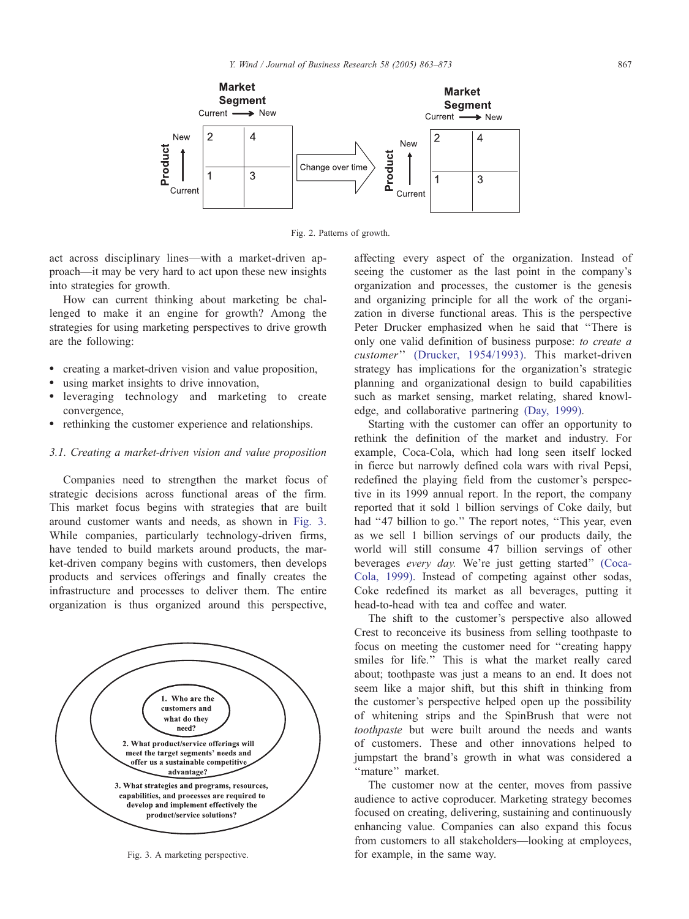Market Segment

Current → New

Product

New

Current

2 4

1 3

Change over time

Market Segment

Current → New

Product

New

Current

2 4

1 3

Fig. 2. Patterns of growth.

act across disciplinary lines—with a market-driven approach—it may be very hard to act upon these new insights into strategies for growth.

How can current thinking about marketing be challenged to make it an engine for growth? Among the strategies for using marketing perspectives to drive growth are the following:

- creating a market-driven vision and value proposition,
- using market insights to drive innovation,
- leveraging technology and marketing to create convergence,
- rethinking the customer experience and relationships.

### 3.1. Creating a market-driven vision and value proposition

Companies need to strengthen the market focus of strategic decisions across functional areas of the firm. This market focus begins with strategies that are built around customer wants and needs, as shown in Fig. 3. While companies, particularly technology-driven firms, have tended to build markets around products, the market-driven company begins with customers, then develops products and services offerings and finally creates the infrastructure and processes to deliver them. The entire organization is thus organized around this perspective, affecting every aspect of the organization. Instead of seeing the customer as the last point in the company's organization and processes, the customer is the genesis and organizing principle for all the work of the organization in diverse functional areas. This is the perspective Peter Drucker emphasized when he said that "There is only one valid definition of business purpose: *to create a customer*" (Drucker, 1954/1993). This market-driven strategy has implications for the organization's strategic planning and organizational design to build capabilities such as market sensing, market relating, shared knowledge, and collaborative partnering (Day, 1999).

1. Who are the customers and what do they need?

2. What product/service offerings will meet the target segments' needs and offer us a sustainable competitive advantage?

3. What strategies and programs, resources, capabilities, and processes are required to develop and implement effectively the product/service solutions?

Fig. 3. A marketing perspective.

Starting with the customer can offer an opportunity to rethink the definition of the market and industry. For example, Coca-Cola, which had long seen itself locked in fierce but narrowly defined cola wars with rival Pepsi, redefined the playing field from the customer's perspective in its 1999 annual report. In the report, the company reported that it sold 1 billion servings of Coke daily, but had "47 billion to go." The report notes, "This year, even as we sell 1 billion servings of our products daily, the world will still consume 47 billion servings of other beverages *every day.* We're just getting started" (Coca-Cola, 1999). Instead of competing against other sodas, Coke redefined its market as all beverages, putting it head-to-head with tea and coffee and water.

The shift to the customer's perspective also allowed Crest to reconceive its business from selling toothpaste to focus on meeting the customer need for "creating happy smiles for life." This is what the market really cared about; toothpaste was just a means to an end. It does not seem like a major shift, but this shift in thinking from the customer's perspective helped open up the possibility of whitening strips and the SpinBrush that were not *toothpaste* but were built around the needs and wants of customers. These and other innovations helped to jumpstart the brand's growth in what was considered a "mature" market.

The customer now at the center, moves from passive audience to active coproducer. Marketing strategy becomes focused on creating, delivering, sustaining and continuously enhancing value. Companies can also expand this focus from customers to all stakeholders—looking at employees, for example, in the same way.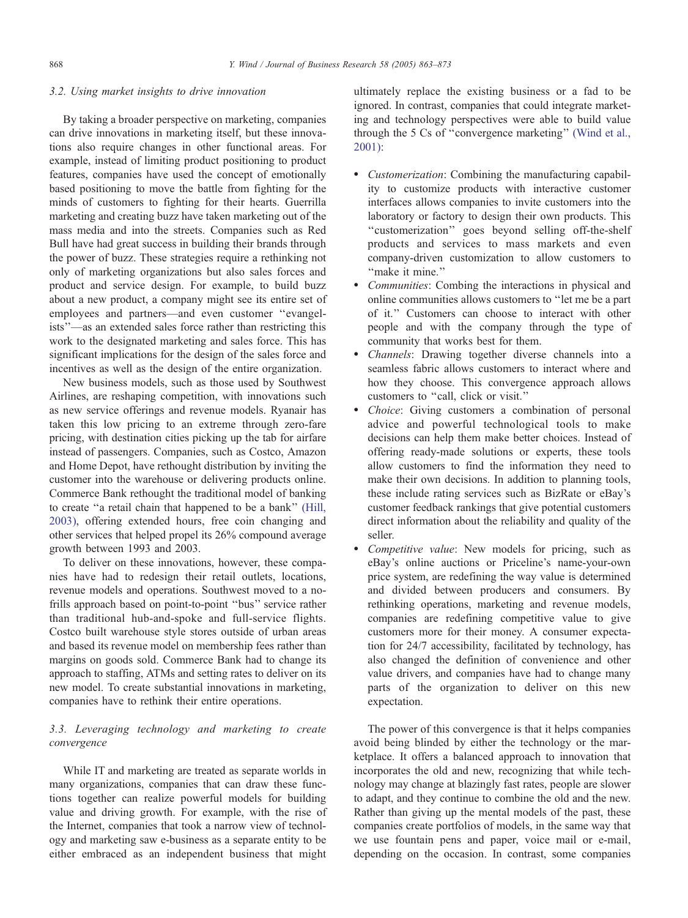### 3.2. Using market insights to drive innovation

By taking a broader perspective on marketing, companies can drive innovations in marketing itself, but these innovations also require changes in other functional areas. For example, instead of limiting product positioning to product features, companies have used the concept of emotionally based positioning to move the battle from fighting for the minds of customers to fighting for their hearts. Guerrilla marketing and creating buzz have taken marketing out of the mass media and into the streets. Companies such as Red Bull have had great success in building their brands through the power of buzz. These strategies require a rethinking not only of marketing organizations but also sales forces and product and service design. For example, to build buzz about a new product, a company might see its entire set of employees and partners—and even customer ''evangelists''—as an extended sales force rather than restricting this work to the designated marketing and sales force. This has significant implications for the design of the sales force and incentives as well as the design of the entire organization.

New business models, such as those used by Southwest Airlines, are reshaping competition, with innovations such as new service offerings and revenue models. Ryanair has taken this low pricing to an extreme through zero-fare pricing, with destination cities picking up the tab for airfare instead of passengers. Companies, such as Costco, Amazon and Home Depot, have rethought distribution by inviting the customer into the warehouse or delivering products online. Commerce Bank rethought the traditional model of banking to create ''a retail chain that happened to be a bank'' (Hill, 2003), offering extended hours, free coin changing and other services that helped propel its 26% compound average growth between 1993 and 2003.

To deliver on these innovations, however, these companies have had to redesign their retail outlets, locations, revenue models and operations. Southwest moved to a no-frills approach based on point-to-point ''bus'' service rather than traditional hub-and-spoke and full-service flights. Costco built warehouse style stores outside of urban areas and based its revenue model on membership fees rather than margins on goods sold. Commerce Bank had to change its approach to staffing, ATMs and setting rates to deliver on its new model. To create substantial innovations in marketing, companies have to rethink their entire operations.

### 3.3. Leveraging technology and marketing to create convergence

While IT and marketing are treated as separate worlds in many organizations, companies that can draw these functions together can realize powerful models for building value and driving growth. For example, with the rise of the Internet, companies that took a narrow view of technology and marketing saw e-business as a separate entity to be either embraced as an independent business that might ultimately replace the existing business or a fad to be ignored. In contrast, companies that could integrate marketing and technology perspectives were able to build value through the 5 Cs of ''convergence marketing'' (Wind et al., 2001):

- *Customerization*: Combining the manufacturing capability to customize products with interactive customer interfaces allows companies to invite customers into the laboratory or factory to design their own products. This ''customerization'' goes beyond selling off-the-shelf products and services to mass markets and even company-driven customization to allow customers to ''make it mine.''
- *Communities*: Combing the interactions in physical and online communities allows customers to ''let me be a part of it.'' Customers can choose to interact with other people and with the company through the type of community that works best for them.
- *Channels*: Drawing together diverse channels into a seamless fabric allows customers to interact where and how they choose. This convergence approach allows customers to ''call, click or visit.''
- *Choice*: Giving customers a combination of personal advice and powerful technological tools to make decisions can help them make better choices. Instead of offering ready-made solutions or experts, these tools allow customers to find the information they need to make their own decisions. In addition to planning tools, these include rating services such as BizRate or eBay's customer feedback rankings that give potential customers direct information about the reliability and quality of the seller.
- *Competitive value*: New models for pricing, such as eBay's online auctions or Priceline's name-your-own price system, are redefining the way value is determined and divided between producers and consumers. By rethinking operations, marketing and revenue models, companies are redefining competitive value to give customers more for their money. A consumer expectation for 24/7 accessibility, facilitated by technology, has also changed the definition of convenience and other value drivers, and companies have had to change many parts of the organization to deliver on this new expectation.

The power of this convergence is that it helps companies avoid being blinded by either the technology or the marketplace. It offers a balanced approach to innovation that incorporates the old and new, recognizing that while technology may change at blazingly fast rates, people are slower to adapt, and they continue to combine the old and the new. Rather than giving up the mental models of the past, these companies create portfolios of models, in the same way that we use fountain pens and paper, voice mail or e-mail, depending on the occasion. In contrast, some companies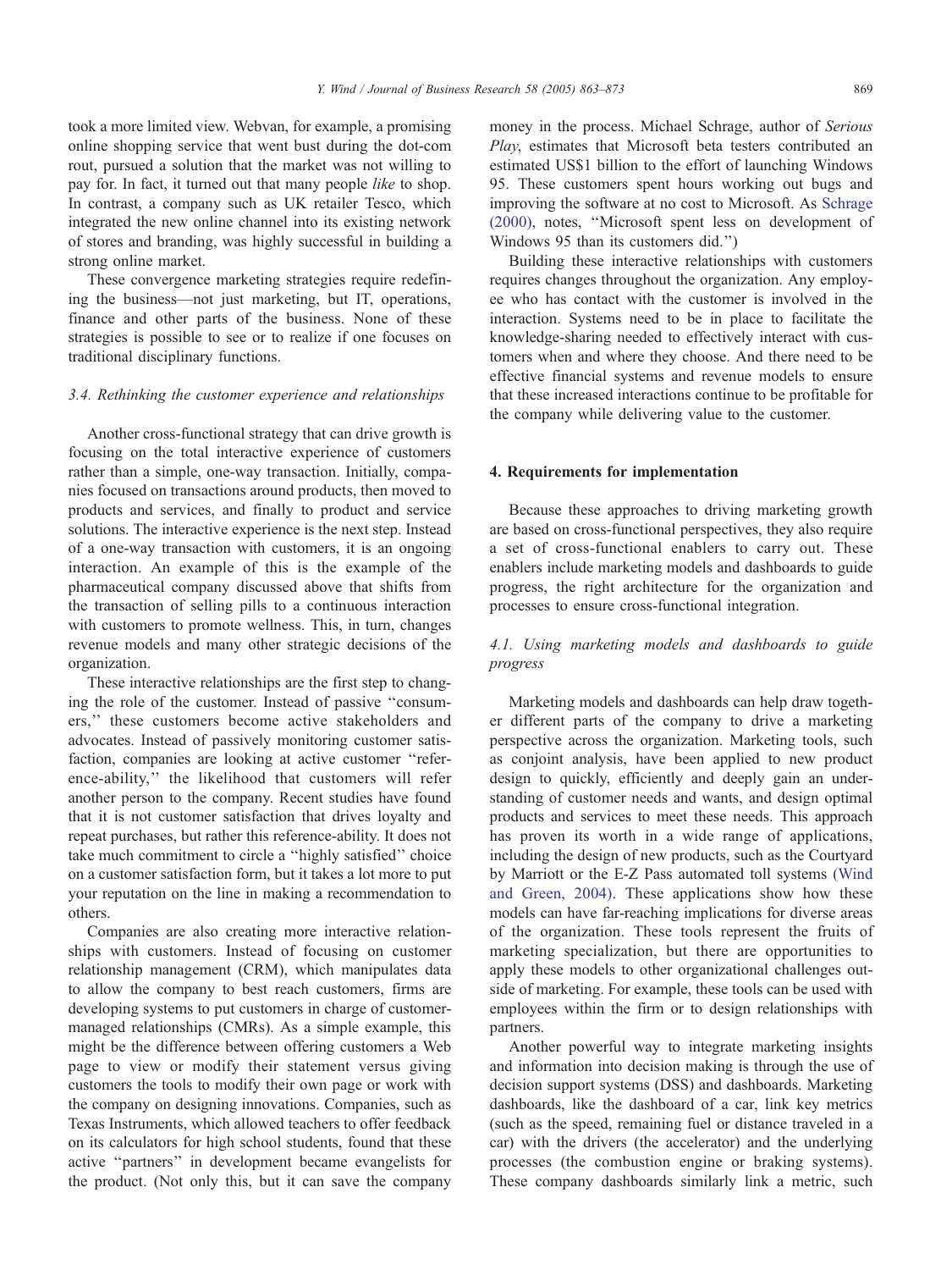took a more limited view. Webvan, for example, a promising online shopping service that went bust during the dot-com rout, pursued a solution that the market was not willing to pay for. In fact, it turned out that many people *like* to shop. In contrast, a company such as UK retailer Tesco, which integrated the new online channel into its existing network of stores and branding, was highly successful in building a strong online market.

These convergence marketing strategies require redefining the business—not just marketing, but IT, operations, finance and other parts of the business. None of these strategies is possible to see or to realize if one focuses on traditional disciplinary functions.

### 3.4. Rethinking the customer experience and relationships

Another cross-functional strategy that can drive growth is focusing on the total interactive experience of customers rather than a simple, one-way transaction. Initially, companies focused on transactions around products, then moved to products and services, and finally to product and service solutions. The interactive experience is the next step. Instead of a one-way transaction with customers, it is an ongoing interaction. An example of this is the example of the pharmaceutical company discussed above that shifts from the transaction of selling pills to a continuous interaction with customers to promote wellness. This, in turn, changes revenue models and many other strategic decisions of the organization.

These interactive relationships are the first step to changing the role of the customer. Instead of passive "consumers," these customers become active stakeholders and advocates. Instead of passively monitoring customer satisfaction, companies are looking at active customer "reference-ability," the likelihood that customers will refer another person to the company. Recent studies have found that it is not customer satisfaction that drives loyalty and repeat purchases, but rather this reference-ability. It does not take much commitment to circle a "highly satisfied" choice on a customer satisfaction form, but it takes a lot more to put your reputation on the line in making a recommendation to others.

Companies are also creating more interactive relationships with customers. Instead of focusing on customer relationship management (CRM), which manipulates data to allow the company to best reach customers, firms are developing systems to put customers in charge of customer-managed relationships (CMRs). As a simple example, this might be the difference between offering customers a Web page to view or modify their statement versus giving customers the tools to modify their own page or work with the company on designing innovations. Companies, such as Texas Instruments, which allowed teachers to offer feedback on its calculators for high school students, found that these active "partners" in development became evangelists for the product. (Not only this, but it can save the company money in the process. Michael Schrage, author of *Serious Play*, estimates that Microsoft beta testers contributed an estimated US$1 billion to the effort of launching Windows 95. These customers spent hours working out bugs and improving the software at no cost to Microsoft. As Schrage (2000), notes, "Microsoft spent less on development of Windows 95 than its customers did.")

Building these interactive relationships with customers requires changes throughout the organization. Any employee who has contact with the customer is involved in the interaction. Systems need to be in place to facilitate the knowledge-sharing needed to effectively interact with customers when and where they choose. And there need to be effective financial systems and revenue models to ensure that these increased interactions continue to be profitable for the company while delivering value to the customer.

## 4. Requirements for implementation

Because these approaches to driving marketing growth are based on cross-functional perspectives, they also require a set of cross-functional enablers to carry out. These enablers include marketing models and dashboards to guide progress, the right architecture for the organization and processes to ensure cross-functional integration.

### 4.1. Using marketing models and dashboards to guide progress

Marketing models and dashboards can help draw together different parts of the company to drive a marketing perspective across the organization. Marketing tools, such as conjoint analysis, have been applied to new product design to quickly, efficiently and deeply gain an understanding of customer needs and wants, and design optimal products and services to meet these needs. This approach has proven its worth in a wide range of applications, including the design of new products, such as the Courtyard by Marriott or the E-Z Pass automated toll systems (Wind and Green, 2004). These applications show how these models can have far-reaching implications for diverse areas of the organization. These tools represent the fruits of marketing specialization, but there are opportunities to apply these models to other organizational challenges outside of marketing. For example, these tools can be used with employees within the firm or to design relationships with partners.

Another powerful way to integrate marketing insights and information into decision making is through the use of decision support systems (DSS) and dashboards. Marketing dashboards, like the dashboard of a car, link key metrics (such as the speed, remaining fuel or distance traveled in a car) with the drivers (the accelerator) and the underlying processes (the combustion engine or braking systems). These company dashboards similarly link a metric, such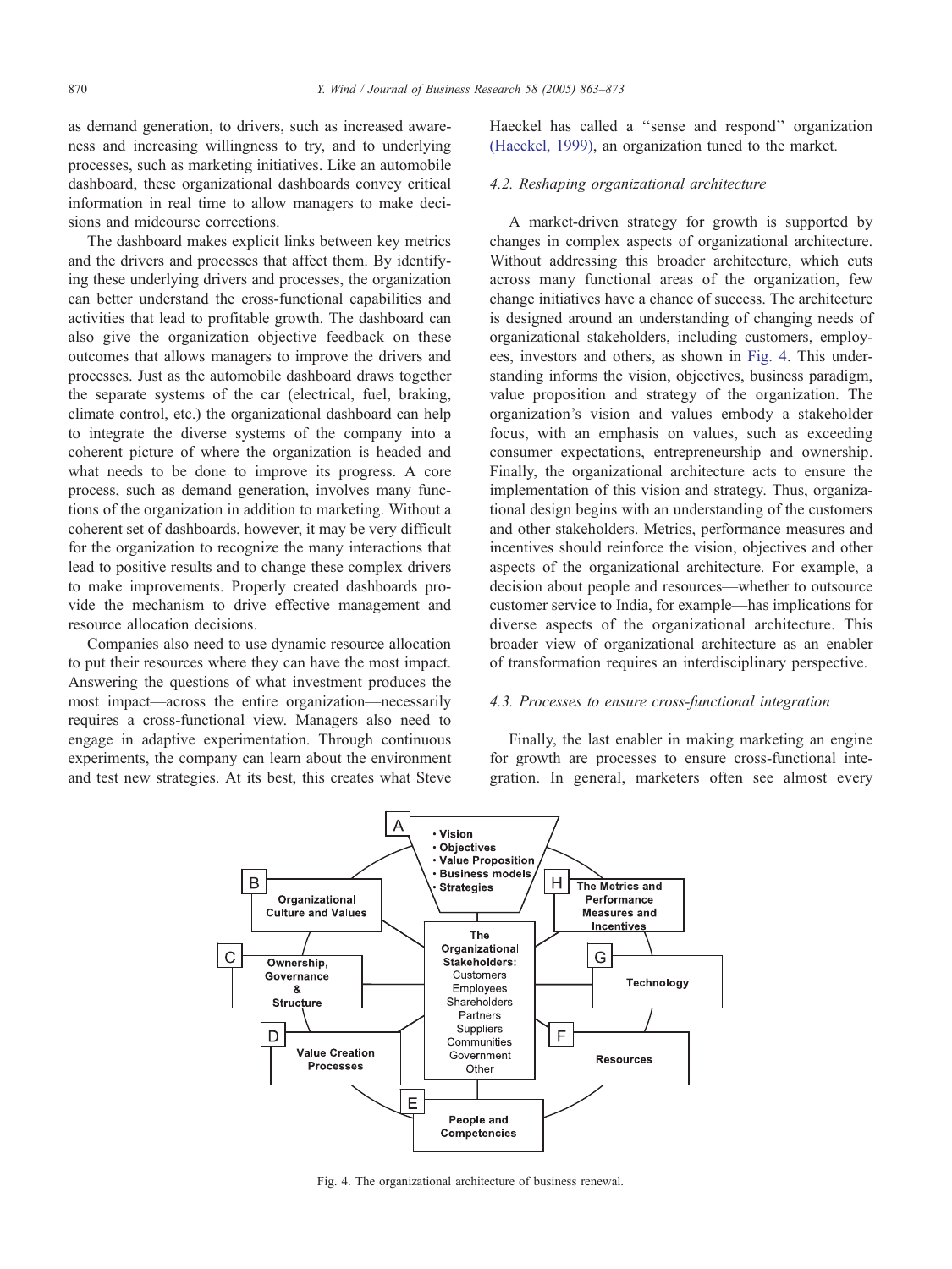as demand generation, to drivers, such as increased awareness and increasing willingness to try, and to underlying processes, such as marketing initiatives. Like an automobile dashboard, these organizational dashboards convey critical information in real time to allow managers to make decisions and midcourse corrections.

The dashboard makes explicit links between key metrics and the drivers and processes that affect them. By identifying these underlying drivers and processes, the organization can better understand the cross-functional capabilities and activities that lead to profitable growth. The dashboard can also give the organization objective feedback on these outcomes that allows managers to improve the drivers and processes. Just as the automobile dashboard draws together the separate systems of the car (electrical, fuel, braking, climate control, etc.) the organizational dashboard can help to integrate the diverse systems of the company into a coherent picture of where the organization is headed and what needs to be done to improve its progress. A core process, such as demand generation, involves many functions of the organization in addition to marketing. Without a coherent set of dashboards, however, it may be very difficult for the organization to recognize the many interactions that lead to positive results and to change these complex drivers to make improvements. Properly created dashboards provide the mechanism to drive effective management and resource allocation decisions.

Companies also need to use dynamic resource allocation to put their resources where they can have the most impact. Answering the questions of what investment produces the most impact—across the entire organization—necessarily requires a cross-functional view. Managers also need to engage in adaptive experimentation. Through continuous experiments, the company can learn about the environment and test new strategies. At its best, this creates what Steve Haeckel has called a "sense and respond" organization (Haeckel, 1999), an organization tuned to the market.

### 4.2. Reshaping organizational architecture

A market-driven strategy for growth is supported by changes in complex aspects of organizational architecture. Without addressing this broader architecture, which cuts across many functional areas of the organization, few change initiatives have a chance of success. The architecture is designed around an understanding of changing needs of organizational stakeholders, including customers, employees, investors and others, as shown in Fig. 4. This understanding informs the vision, objectives, business paradigm, value proposition and strategy of the organization. The organization's vision and values embody a stakeholder focus, with an emphasis on values, such as exceeding consumer expectations, entrepreneurship and ownership. Finally, the organizational architecture acts to ensure the implementation of this vision and strategy. Thus, organizational design begins with an understanding of the customers and other stakeholders. Metrics, performance measures and incentives should reinforce the vision, objectives and other aspects of the organizational architecture. For example, a decision about people and resources—whether to outsource customer service to India, for example—has implications for diverse aspects of the organizational architecture. This broader view of organizational architecture as an enabler of transformation requires an interdisciplinary perspective.

### 4.3. Processes to ensure cross-functional integration

Finally, the last enabler in making marketing an engine for growth are processes to ensure cross-functional integration. In general, marketers often see almost every

A
- Vision
- Objectives
- Value Proposition
- Business models
- Strategies

B Organizational Culture and Values

C Ownership, Governance & Structure

D Value Creation Processes

E People and Competencies

F Resources

G Technology

H The Metrics and Performance Measures and Incentives

The Organizational Stakeholders: Customers, Employees, Shareholders, Partners, Suppliers, Communities, Government, Other

Fig. 4. The organizational architecture of business renewal.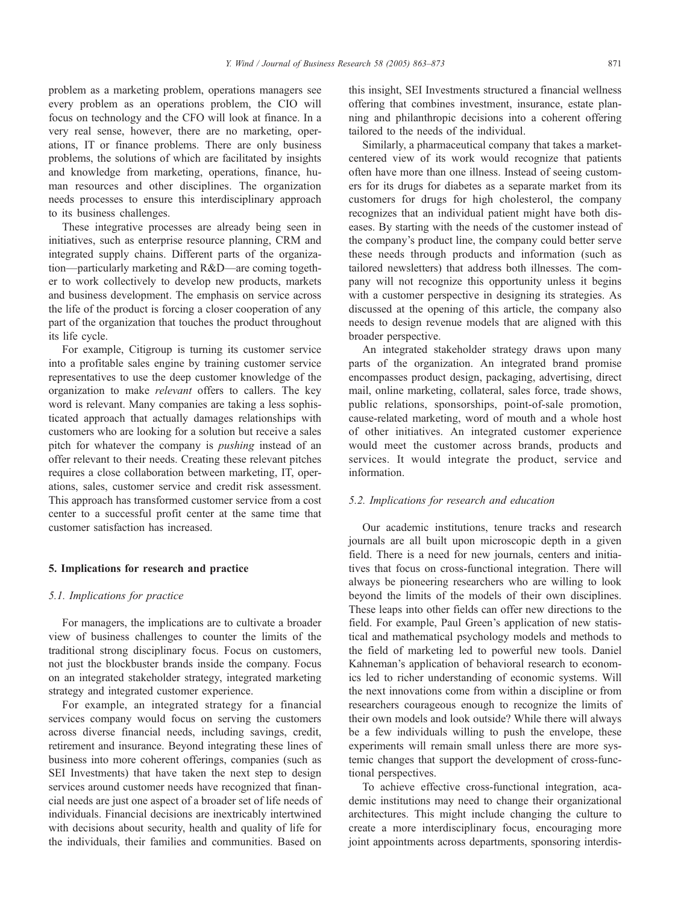problem as a marketing problem, operations managers see every problem as an operations problem, the CIO will focus on technology and the CFO will look at finance. In a very real sense, however, there are no marketing, operations, IT or finance problems. There are only business problems, the solutions of which are facilitated by insights and knowledge from marketing, operations, finance, human resources and other disciplines. The organization needs processes to ensure this interdisciplinary approach to its business challenges.

These integrative processes are already being seen in initiatives, such as enterprise resource planning, CRM and integrated supply chains. Different parts of the organization—particularly marketing and R&D—are coming together to work collectively to develop new products, markets and business development. The emphasis on service across the life of the product is forcing a closer cooperation of any part of the organization that touches the product throughout its life cycle.

For example, Citigroup is turning its customer service into a profitable sales engine by training customer service representatives to use the deep customer knowledge of the organization to make *relevant* offers to callers. The key word is relevant. Many companies are taking a less sophisticated approach that actually damages relationships with customers who are looking for a solution but receive a sales pitch for whatever the company is *pushing* instead of an offer relevant to their needs. Creating these relevant pitches requires a close collaboration between marketing, IT, operations, sales, customer service and credit risk assessment. This approach has transformed customer service from a cost center to a successful profit center at the same time that customer satisfaction has increased.

## 5. Implications for research and practice

### 5.1. Implications for practice

For managers, the implications are to cultivate a broader view of business challenges to counter the limits of the traditional strong disciplinary focus. Focus on customers, not just the blockbuster brands inside the company. Focus on an integrated stakeholder strategy, integrated marketing strategy and integrated customer experience.

For example, an integrated strategy for a financial services company would focus on serving the customers across diverse financial needs, including savings, credit, retirement and insurance. Beyond integrating these lines of business into more coherent offerings, companies (such as SEI Investments) that have taken the next step to design services around customer needs have recognized that financial needs are just one aspect of a broader set of life needs of individuals. Financial decisions are inextricably intertwined with decisions about security, health and quality of life for the individuals, their families and communities. Based on this insight, SEI Investments structured a financial wellness offering that combines investment, insurance, estate planning and philanthropic decisions into a coherent offering tailored to the needs of the individual.

Similarly, a pharmaceutical company that takes a market-centered view of its work would recognize that patients often have more than one illness. Instead of seeing customers for its drugs for diabetes as a separate market from its customers for drugs for high cholesterol, the company recognizes that an individual patient might have both diseases. By starting with the needs of the customer instead of the company's product line, the company could better serve these needs through products and information (such as tailored newsletters) that address both illnesses. The company will not recognize this opportunity unless it begins with a customer perspective in designing its strategies. As discussed at the opening of this article, the company also needs to design revenue models that are aligned with this broader perspective.

An integrated stakeholder strategy draws upon many parts of the organization. An integrated brand promise encompasses product design, packaging, advertising, direct mail, online marketing, collateral, sales force, trade shows, public relations, sponsorships, point-of-sale promotion, cause-related marketing, word of mouth and a whole host of other initiatives. An integrated customer experience would meet the customer across brands, products and services. It would integrate the product, service and information.

### 5.2. Implications for research and education

Our academic institutions, tenure tracks and research journals are all built upon microscopic depth in a given field. There is a need for new journals, centers and initiatives that focus on cross-functional integration. There will always be pioneering researchers who are willing to look beyond the limits of the models of their own disciplines. These leaps into other fields can offer new directions to the field. For example, Paul Green's application of new statistical and mathematical psychology models and methods to the field of marketing led to powerful new tools. Daniel Kahneman's application of behavioral research to economics led to richer understanding of economic systems. Will the next innovations come from within a discipline or from researchers courageous enough to recognize the limits of their own models and look outside? While there will always be a few individuals willing to push the envelope, these experiments will remain small unless there are more systemic changes that support the development of cross-functional perspectives.

To achieve effective cross-functional integration, academic institutions may need to change their organizational architectures. This might include changing the culture to create a more interdisciplinary focus, encouraging more joint appointments across departments, sponsoring interdis-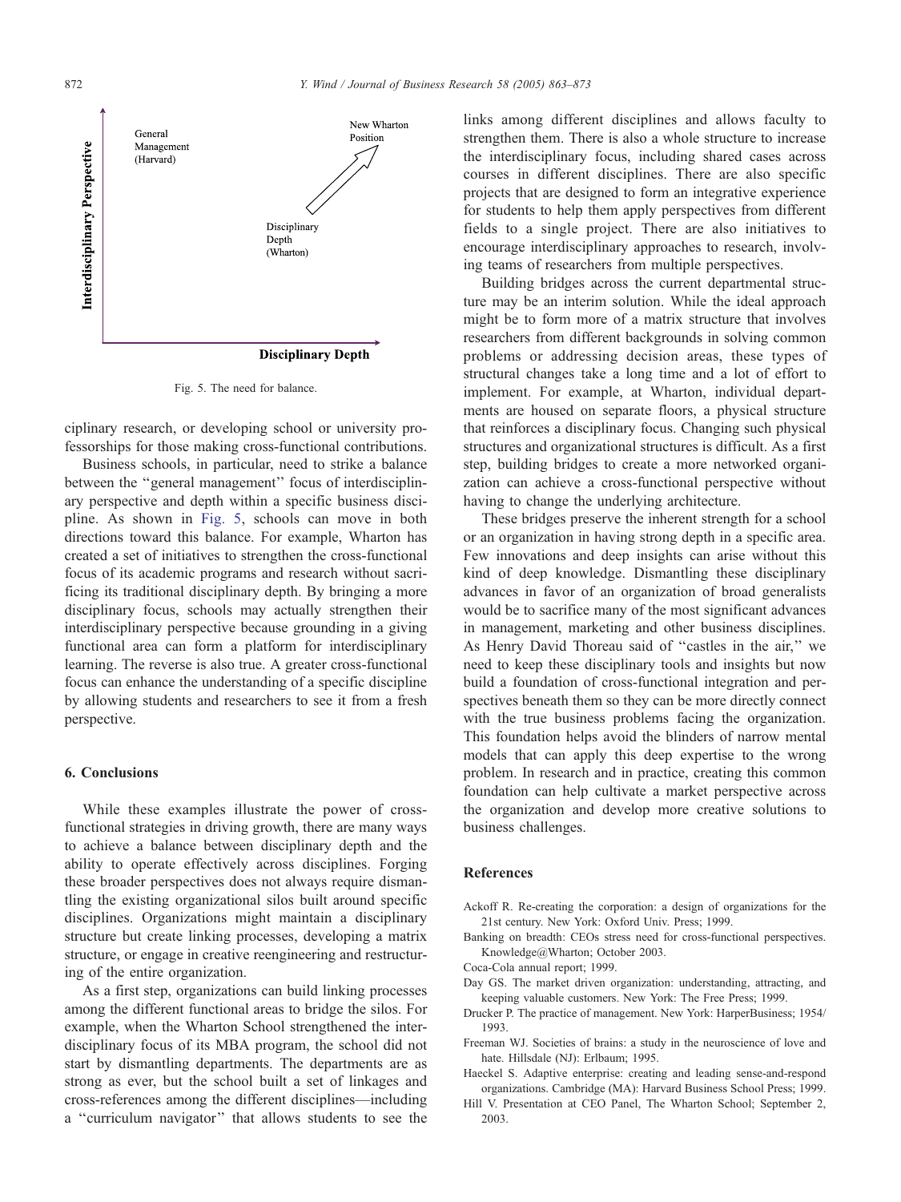Interdisciplinary Perspective

General Management (Harvard)

New Wharton Position

Disciplinary Depth (Wharton)

Disciplinary Depth

Fig. 5. The need for balance.

ciplinary research, or developing school or university professorships for those making cross-functional contributions.

Business schools, in particular, need to strike a balance between the "general management" focus of interdisciplinary perspective and depth within a specific business discipline. As shown in Fig. 5, schools can move in both directions toward this balance. For example, Wharton has created a set of initiatives to strengthen the cross-functional focus of its academic programs and research without sacrificing its traditional disciplinary depth. By bringing a more disciplinary focus, schools may actually strengthen their interdisciplinary perspective because grounding in a giving functional area can form a platform for interdisciplinary learning. The reverse is also true. A greater cross-functional focus can enhance the understanding of a specific discipline by allowing students and researchers to see it from a fresh perspective.

## 6. Conclusions

While these examples illustrate the power of cross-functional strategies in driving growth, there are many ways to achieve a balance between disciplinary depth and the ability to operate effectively across disciplines. Forging these broader perspectives does not always require dismantling the existing organizational silos built around specific disciplines. Organizations might maintain a disciplinary structure but create linking processes, developing a matrix structure, or engage in creative reengineering and restructuring of the entire organization.

As a first step, organizations can build linking processes among the different functional areas to bridge the silos. For example, when the Wharton School strengthened the interdisciplinary focus of its MBA program, the school did not start by dismantling departments. The departments are as strong as ever, but the school built a set of linkages and cross-references among the different disciplines—including a "curriculum navigator" that allows students to see the links among different disciplines and allows faculty to strengthen them. There is also a whole structure to increase the interdisciplinary focus, including shared cases across courses in different disciplines. There are also specific projects that are designed to form an integrative experience for students to help them apply perspectives from different fields to a single project. There are also initiatives to encourage interdisciplinary approaches to research, involving teams of researchers from multiple perspectives.

Building bridges across the current departmental structure may be an interim solution. While the ideal approach might be to form more of a matrix structure that involves researchers from different backgrounds in solving common problems or addressing decision areas, these types of structural changes take a long time and a lot of effort to implement. For example, at Wharton, individual departments are housed on separate floors, a physical structure that reinforces a disciplinary focus. Changing such physical structures and organizational structures is difficult. As a first step, building bridges to create a more networked organization can achieve a cross-functional perspective without having to change the underlying architecture.

These bridges preserve the inherent strength for a school or an organization in having strong depth in a specific area. Few innovations and deep insights can arise without this kind of deep knowledge. Dismantling these disciplinary advances in favor of an organization of broad generalists would be to sacrifice many of the most significant advances in management, marketing and other business disciplines. As Henry David Thoreau said of "castles in the air," we need to keep these disciplinary tools and insights but now build a foundation of cross-functional integration and perspectives beneath them so they can be more directly connect with the true business problems facing the organization. This foundation helps avoid the blinders of narrow mental models that can apply this deep expertise to the wrong problem. In research and in practice, creating this common foundation can help cultivate a market perspective across the organization and develop more creative solutions to business challenges.

## References

Ackoff R. Re-creating the corporation: a design of organizations for the 21st century. New York: Oxford Univ. Press; 1999.

Banking on breadth: CEOs stress need for cross-functional perspectives. Knowledge@Wharton; October 2003.

Coca-Cola annual report; 1999.

Day GS. The market driven organization: understanding, attracting, and keeping valuable customers. New York: The Free Press; 1999.

Drucker P. The practice of management. New York: HarperBusiness; 1954/1993.

Freeman WJ. Societies of brains: a study in the neuroscience of love and hate. Hillsdale (NJ): Erlbaum; 1995.

Haeckel S. Adaptive enterprise: creating and leading sense-and-respond organizations. Cambridge (MA): Harvard Business School Press; 1999.

Hill V. Presentation at CEO Panel, The Wharton School; September 2, 2003.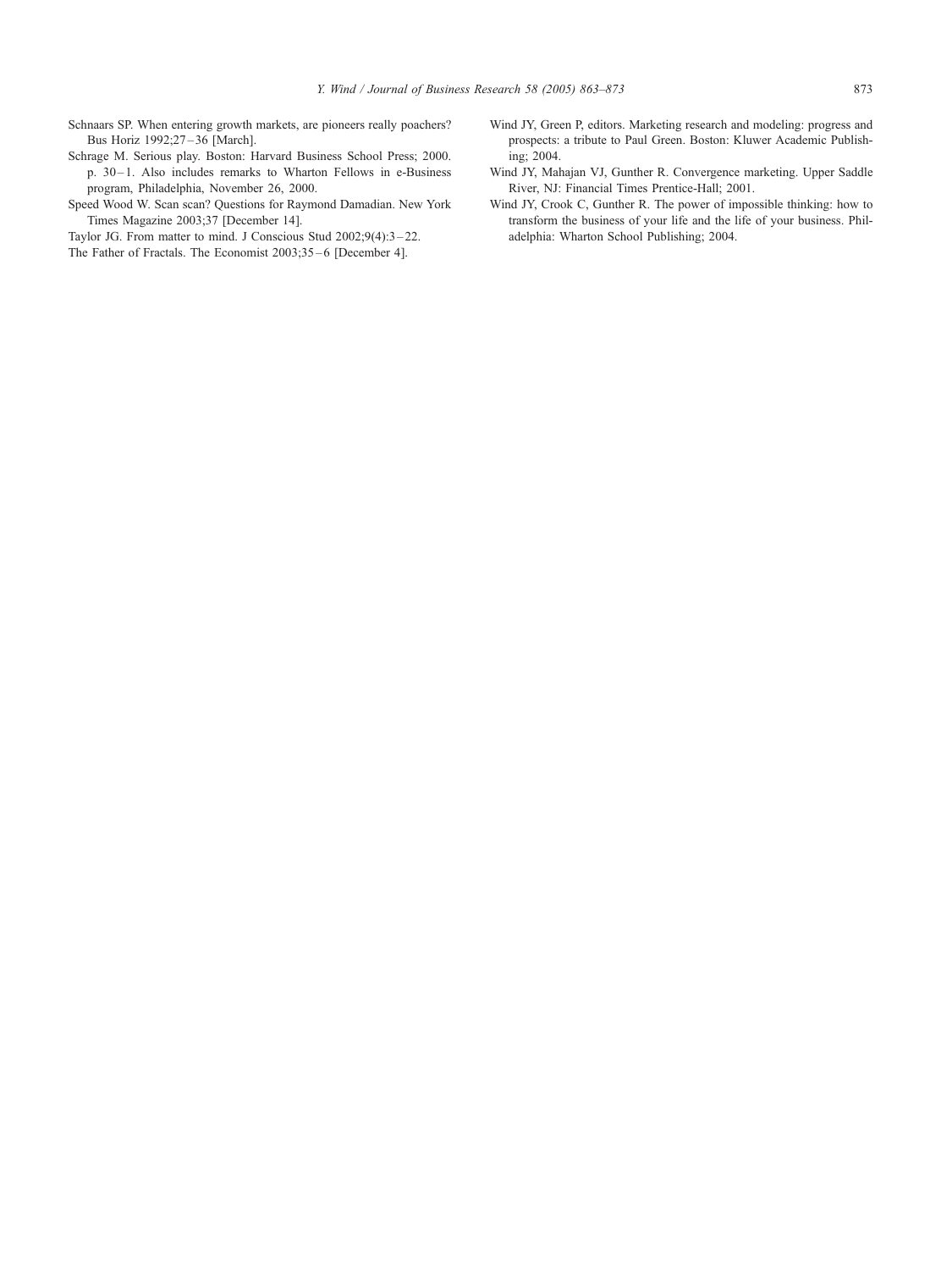Schnaars SP. When entering growth markets, are pioneers really poachers? Bus Horiz 1992;27–36 [March].

Schrage M. Serious play. Boston: Harvard Business School Press; 2000. p. 30–1. Also includes remarks to Wharton Fellows in e-Business program, Philadelphia, November 26, 2000.

Speed Wood W. Scan scan? Questions for Raymond Damadian. New York Times Magazine 2003;37 [December 14].

Taylor JG. From matter to mind. J Conscious Stud 2002;9(4):3–22.

The Father of Fractals. The Economist 2003;35–6 [December 4].

Wind JY, Green P, editors. Marketing research and modeling: progress and prospects: a tribute to Paul Green. Boston: Kluwer Academic Publishing; 2004.

Wind JY, Mahajan VJ, Gunther R. Convergence marketing. Upper Saddle River, NJ: Financial Times Prentice-Hall; 2001.

Wind JY, Crook C, Gunther R. The power of impossible thinking: how to transform the business of your life and the life of your business. Philadelphia: Wharton School Publishing; 2004.